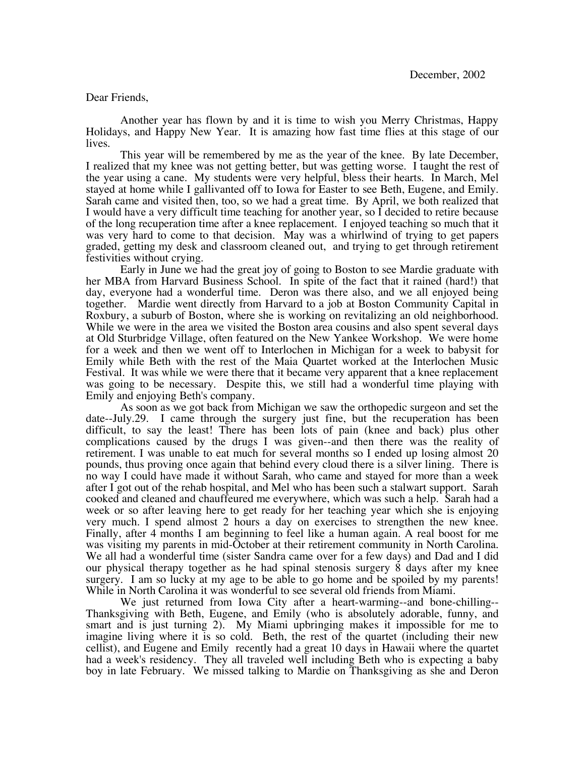December, 2002

Dear Friends,

Another year has flown by and it is time to wish you Merry Christmas, Happy Holidays, and Happy New Year. It is amazing how fast time flies at this stage of our lives.

This year will be remembered by me as the year of the knee. By late December, I realized that my knee was not getting better, but was getting worse. I taught the rest of the year using a cane. My students were very helpful, bless their hearts. In March, Mel stayed at home while I gallivanted off to Iowa for Easter to see Beth, Eugene, and Emily. Sarah came and visited then, too, so we had a great time. By April, we both realized that I would have a very difficult time teaching for another year, so I decided to retire because of the long recuperation time after a knee replacement. I enjoyed teaching so much that it was very hard to come to that decision. May was a whirlwind of trying to get papers graded, getting my desk and classroom cleaned out, and trying to get through retirement festivities without crying.

Early in June we had the great joy of going to Boston to see Mardie graduate with her MBA from Harvard Business School. In spite of the fact that it rained (hard!) that day, everyone had a wonderful time. Deron was there also, and we all enjoyed being together. Mardie went directly from Harvard to a job at Boston Community Capital in Roxbury, a suburb of Boston, where she is working on revitalizing an old neighborhood. While we were in the area we visited the Boston area cousins and also spent several days at Old Sturbridge Village, often featured on the New Yankee Workshop. We were home for a week and then we went off to Interlochen in Michigan for a week to babysit for Emily while Beth with the rest of the Maia Quartet worked at the Interlochen Music Festival. It was while we were there that it became very apparent that a knee replacement was going to be necessary. Despite this, we still had a wonderful time playing with Emily and enjoying Beth's company.

As soon as we got back from Michigan we saw the orthopedic surgeon and set the date--July.29. I came through the surgery just fine, but the recuperation has been difficult, to say the least! There has been lots of pain (knee and back) plus other complications caused by the drugs I was given--and then there was the reality of retirement. I was unable to eat much for several months so I ended up losing almost 20 pounds, thus proving once again that behind every cloud there is a silver lining. There is no way I could have made it without Sarah, who came and stayed for more than a week after I got out of the rehab hospital, and Mel who has been such a stalwart support. Sarah cooked and cleaned and chauffeured me everywhere, which was such a help. Sarah had a week or so after leaving here to get ready for her teaching year which she is enjoying very much. I spend almost 2 hours a day on exercises to strengthen the new knee. Finally, after 4 months I am beginning to feel like a human again. A real boost for me was visiting my parents in mid-October at their retirement community in North Carolina. We all had a wonderful time (sister Sandra came over for a few days) and Dad and I did our physical therapy together as he had spinal stenosis surgery 8 days after my knee surgery. I am so lucky at my age to be able to go home and be spoiled by my parents! While in North Carolina it was wonderful to see several old friends from Miami.

We just returned from Iowa City after a heart-warming--and bone-chilling--Thanksgiving with Beth, Eugene, and Emily (who is absolutely adorable, funny, and smart and is just turning 2). My Miami upbringing makes it impossible for me to imagine living where it is so cold. Beth, the rest of the quartet (including their new cellist), and Eugene and Emily recently had a great 10 days in Hawaii where the quartet had a week's residency. They all traveled well including Beth who is expecting a baby boy in late February. We missed talking to Mardie on Thanksgiving as she and Deron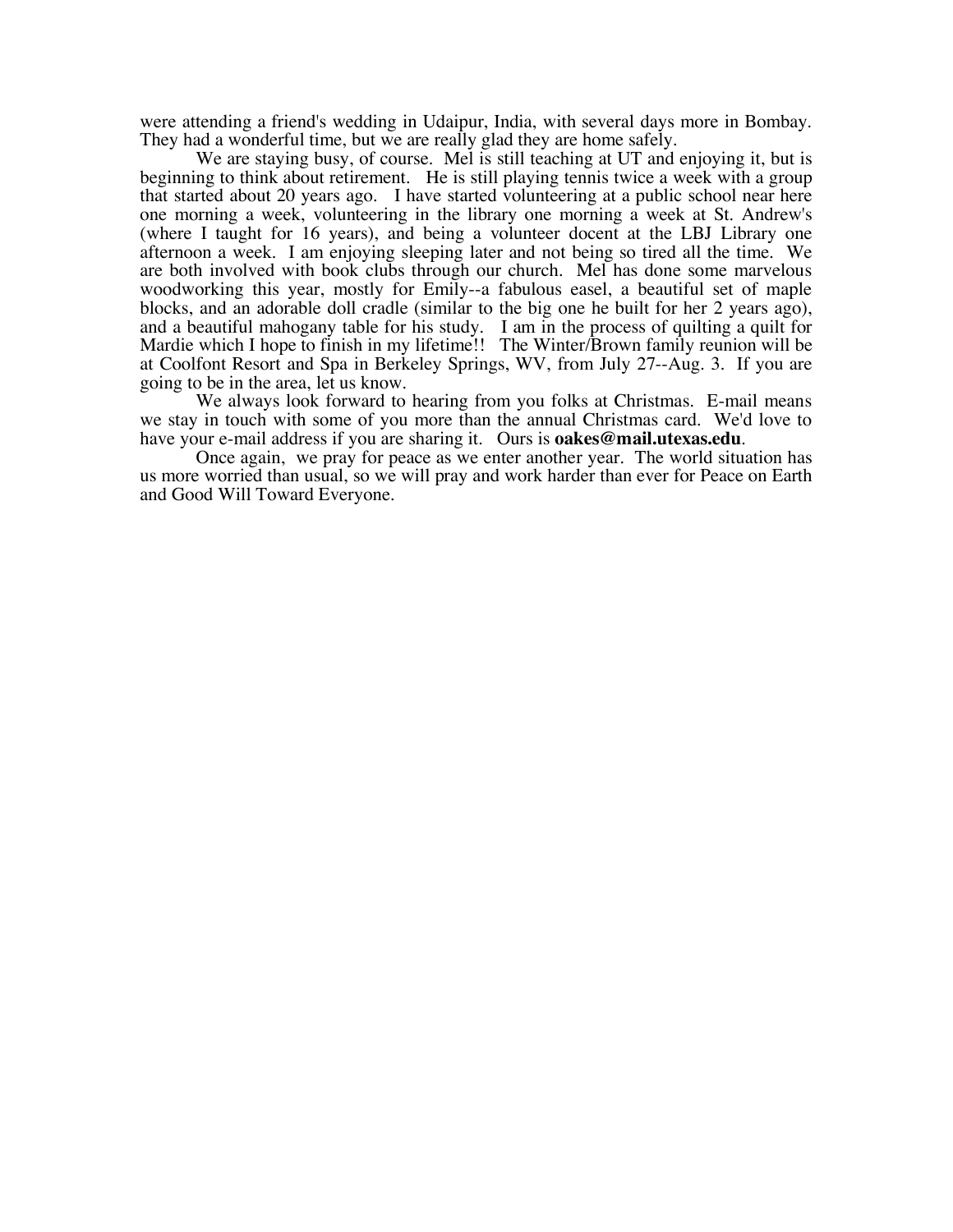were attending a friend's wedding in Udaipur, India, with several days more in Bombay. They had a wonderful time, but we are really glad they are home safely.

We are staying busy, of course. Mel is still teaching at UT and enjoying it, but is beginning to think about retirement. He is still playing tennis twice a week with a group that started about 20 years ago. I have started volunteering at a public school near here one morning a week, volunteering in the library one morning a week at St. Andrew's (where I taught for 16 years), and being a volunteer docent at the LBJ Library one afternoon a week. I am enjoying sleeping later and not being so tired all the time. We are both involved with book clubs through our church. Mel has done some marvelous woodworking this year, mostly for Emily--a fabulous easel, a beautiful set of maple blocks, and an adorable doll cradle (similar to the big one he built for her 2 years ago), and a beautiful mahogany table for his study. I am in the process of quilting a quilt for Mardie which I hope to finish in my lifetime!! The Winter/Brown family reunion will be at Coolfont Resort and Spa in Berkeley Springs, WV, from July 27--Aug. 3. If you are going to be in the area, let us know.

We always look forward to hearing from you folks at Christmas. E-mail means we stay in touch with some of you more than the annual Christmas card. We'd love to have your e-mail address if you are sharing it. Ours is **oakes@mail.utexas.edu**.

Once again, we pray for peace as we enter another year. The world situation has us more worried than usual, so we will pray and work harder than ever for Peace on Earth and Good Will Toward Everyone.